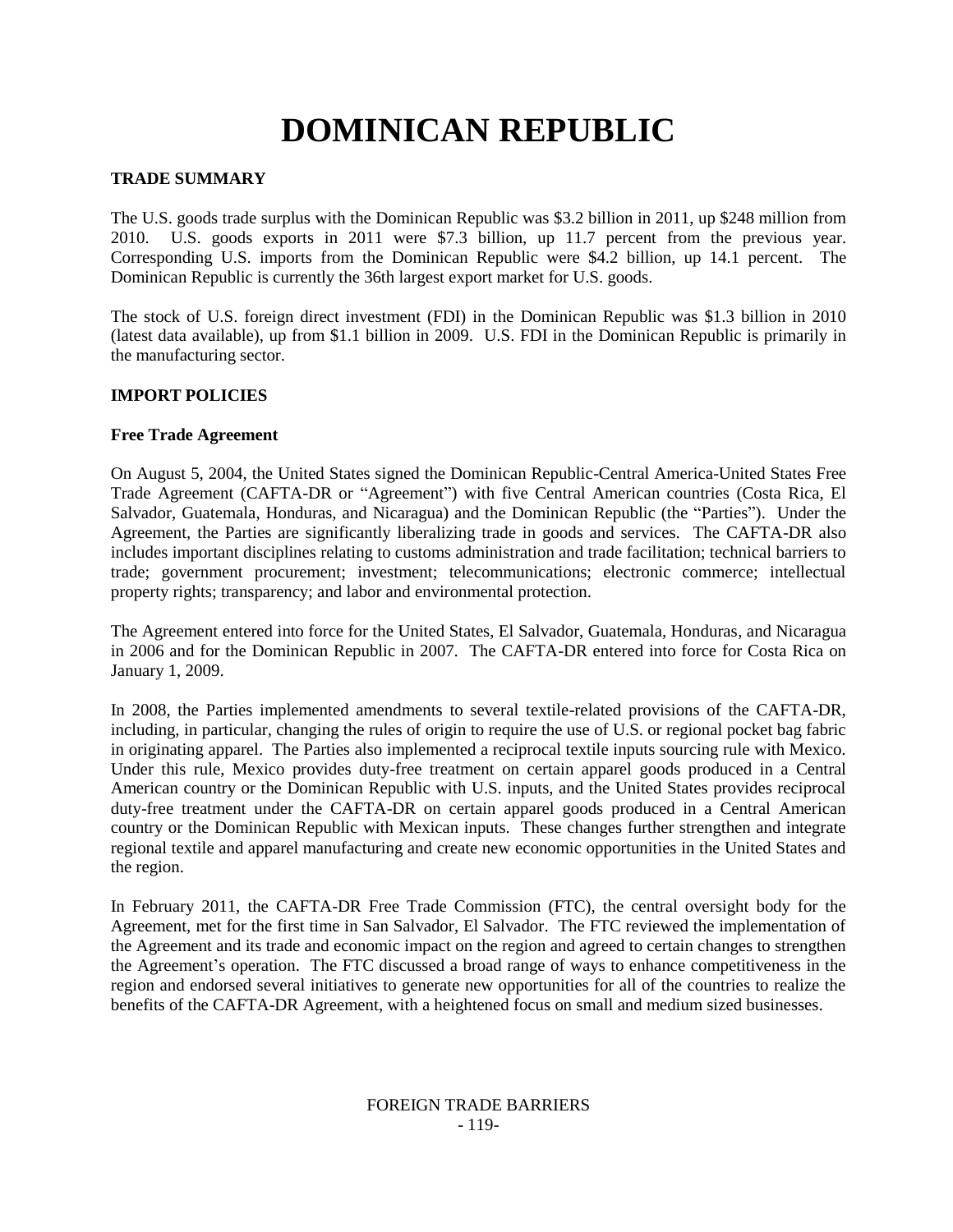# DOMINICAN REPUBLIC

## TRADE SUMMARY

The U.S. goods trade surplus with the Dominican Republic was $3.2 billion in 2011, up $248 million from 2010. U.S. goods exports in 2011 were $7.3 billion, up 11.7 percent from the previous year. Corresponding U.S. imports from the Dominican Republic were $4.2 billion, up 14.1 percent. The Dominican Republic is currently the 36th largest export market for U.S. goods.

The stock of U.S. foreign direct investment (FDI) in the Dominican Republic was $1.3 billion in 2010 (latest data available), up from $1.1 billion in 2009. U.S. FDI in the Dominican Republic is primarily in the manufacturing sector.

## IMPORT POLICIES

### Free Trade Agreement

On August 5, 2004, the United States signed the Dominican Republic-Central America-United States Free Trade Agreement (CAFTA-DR or "Agreement") with five Central American countries (Costa Rica, El Salvador, Guatemala, Honduras, and Nicaragua) and the Dominican Republic (the "Parties"). Under the Agreement, the Parties are significantly liberalizing trade in goods and services. The CAFTA-DR also includes important disciplines relating to customs administration and trade facilitation; technical barriers to trade; government procurement; investment; telecommunications; electronic commerce; intellectual property rights; transparency; and labor and environmental protection.

The Agreement entered into force for the United States, El Salvador, Guatemala, Honduras, and Nicaragua in 2006 and for the Dominican Republic in 2007. The CAFTA-DR entered into force for Costa Rica on January 1, 2009.

In 2008, the Parties implemented amendments to several textile-related provisions of the CAFTA-DR, including, in particular, changing the rules of origin to require the use of U.S. or regional pocket bag fabric in originating apparel. The Parties also implemented a reciprocal textile inputs sourcing rule with Mexico. Under this rule, Mexico provides duty-free treatment on certain apparel goods produced in a Central American country or the Dominican Republic with U.S. inputs, and the United States provides reciprocal duty-free treatment under the CAFTA-DR on certain apparel goods produced in a Central American country or the Dominican Republic with Mexican inputs. These changes further strengthen and integrate regional textile and apparel manufacturing and create new economic opportunities in the United States and the region.

In February 2011, the CAFTA-DR Free Trade Commission (FTC), the central oversight body for the Agreement, met for the first time in San Salvador, El Salvador. The FTC reviewed the implementation of the Agreement and its trade and economic impact on the region and agreed to certain changes to strengthen the Agreement's operation. The FTC discussed a broad range of ways to enhance competitiveness in the region and endorsed several initiatives to generate new opportunities for all of the countries to realize the benefits of the CAFTA-DR Agreement, with a heightened focus on small and medium sized businesses.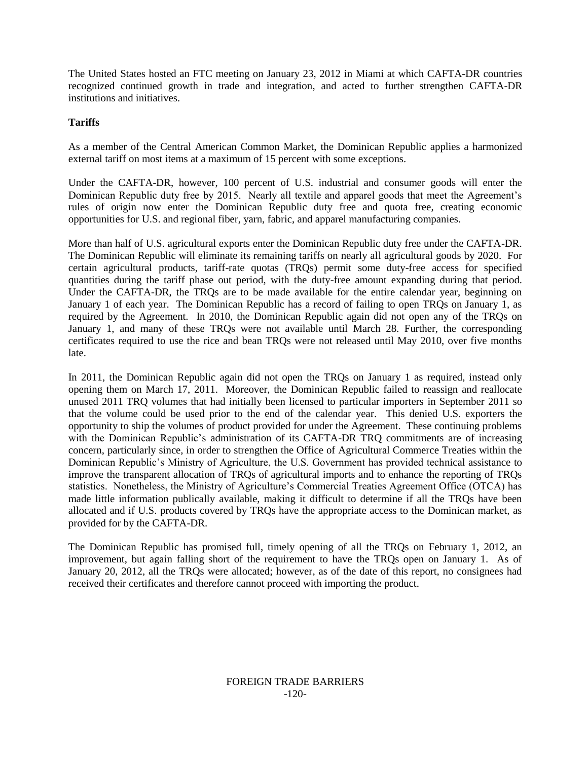The United States hosted an FTC meeting on January 23, 2012 in Miami at which CAFTA-DR countries recognized continued growth in trade and integration, and acted to further strengthen CAFTA-DR institutions and initiatives.

**Tariffs**

As a member of the Central American Common Market, the Dominican Republic applies a harmonized external tariff on most items at a maximum of 15 percent with some exceptions.

Under the CAFTA-DR, however, 100 percent of U.S. industrial and consumer goods will enter the Dominican Republic duty free by 2015. Nearly all textile and apparel goods that meet the Agreement's rules of origin now enter the Dominican Republic duty free and quota free, creating economic opportunities for U.S. and regional fiber, yarn, fabric, and apparel manufacturing companies.

More than half of U.S. agricultural exports enter the Dominican Republic duty free under the CAFTA-DR. The Dominican Republic will eliminate its remaining tariffs on nearly all agricultural goods by 2020. For certain agricultural products, tariff-rate quotas (TRQs) permit some duty-free access for specified quantities during the tariff phase out period, with the duty-free amount expanding during that period. Under the CAFTA-DR, the TRQs are to be made available for the entire calendar year, beginning on January 1 of each year. The Dominican Republic has a record of failing to open TRQs on January 1, as required by the Agreement. In 2010, the Dominican Republic again did not open any of the TRQs on January 1, and many of these TRQs were not available until March 28. Further, the corresponding certificates required to use the rice and bean TRQs were not released until May 2010, over five months late.

In 2011, the Dominican Republic again did not open the TRQs on January 1 as required, instead only opening them on March 17, 2011. Moreover, the Dominican Republic failed to reassign and reallocate unused 2011 TRQ volumes that had initially been licensed to particular importers in September 2011 so that the volume could be used prior to the end of the calendar year. This denied U.S. exporters the opportunity to ship the volumes of product provided for under the Agreement. These continuing problems with the Dominican Republic's administration of its CAFTA-DR TRQ commitments are of increasing concern, particularly since, in order to strengthen the Office of Agricultural Commerce Treaties within the Dominican Republic's Ministry of Agriculture, the U.S. Government has provided technical assistance to improve the transparent allocation of TRQs of agricultural imports and to enhance the reporting of TRQs statistics. Nonetheless, the Ministry of Agriculture's Commercial Treaties Agreement Office (OTCA) has made little information publically available, making it difficult to determine if all the TRQs have been allocated and if U.S. products covered by TRQs have the appropriate access to the Dominican market, as provided for by the CAFTA-DR.

The Dominican Republic has promised full, timely opening of all the TRQs on February 1, 2012, an improvement, but again falling short of the requirement to have the TRQs open on January 1. As of January 20, 2012, all the TRQs were allocated; however, as of the date of this report, no consignees had received their certificates and therefore cannot proceed with importing the product.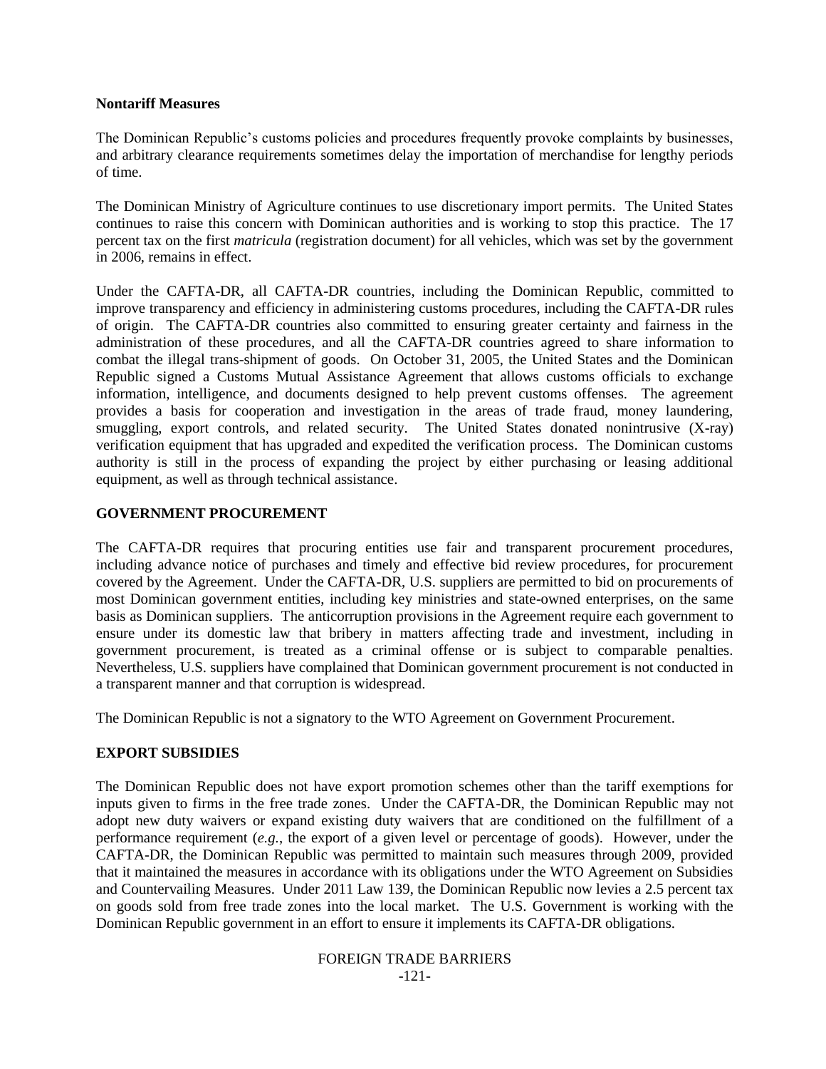**Nontariff Measures**

The Dominican Republic's customs policies and procedures frequently provoke complaints by businesses, and arbitrary clearance requirements sometimes delay the importation of merchandise for lengthy periods of time.

The Dominican Ministry of Agriculture continues to use discretionary import permits. The United States continues to raise this concern with Dominican authorities and is working to stop this practice. The 17 percent tax on the first *matricula* (registration document) for all vehicles, which was set by the government in 2006, remains in effect.

Under the CAFTA-DR, all CAFTA-DR countries, including the Dominican Republic, committed to improve transparency and efficiency in administering customs procedures, including the CAFTA-DR rules of origin. The CAFTA-DR countries also committed to ensuring greater certainty and fairness in the administration of these procedures, and all the CAFTA-DR countries agreed to share information to combat the illegal trans-shipment of goods. On October 31, 2005, the United States and the Dominican Republic signed a Customs Mutual Assistance Agreement that allows customs officials to exchange information, intelligence, and documents designed to help prevent customs offenses. The agreement provides a basis for cooperation and investigation in the areas of trade fraud, money laundering, smuggling, export controls, and related security. The United States donated nonintrusive (X-ray) verification equipment that has upgraded and expedited the verification process. The Dominican customs authority is still in the process of expanding the project by either purchasing or leasing additional equipment, as well as through technical assistance.

## GOVERNMENT PROCUREMENT

The CAFTA-DR requires that procuring entities use fair and transparent procurement procedures, including advance notice of purchases and timely and effective bid review procedures, for procurement covered by the Agreement. Under the CAFTA-DR, U.S. suppliers are permitted to bid on procurements of most Dominican government entities, including key ministries and state-owned enterprises, on the same basis as Dominican suppliers. The anticorruption provisions in the Agreement require each government to ensure under its domestic law that bribery in matters affecting trade and investment, including in government procurement, is treated as a criminal offense or is subject to comparable penalties. Nevertheless, U.S. suppliers have complained that Dominican government procurement is not conducted in a transparent manner and that corruption is widespread.

The Dominican Republic is not a signatory to the WTO Agreement on Government Procurement.

## EXPORT SUBSIDIES

The Dominican Republic does not have export promotion schemes other than the tariff exemptions for inputs given to firms in the free trade zones. Under the CAFTA-DR, the Dominican Republic may not adopt new duty waivers or expand existing duty waivers that are conditioned on the fulfillment of a performance requirement (*e.g.*, the export of a given level or percentage of goods). However, under the CAFTA-DR, the Dominican Republic was permitted to maintain such measures through 2009, provided that it maintained the measures in accordance with its obligations under the WTO Agreement on Subsidies and Countervailing Measures. Under 2011 Law 139, the Dominican Republic now levies a 2.5 percent tax on goods sold from free trade zones into the local market. The U.S. Government is working with the Dominican Republic government in an effort to ensure it implements its CAFTA-DR obligations.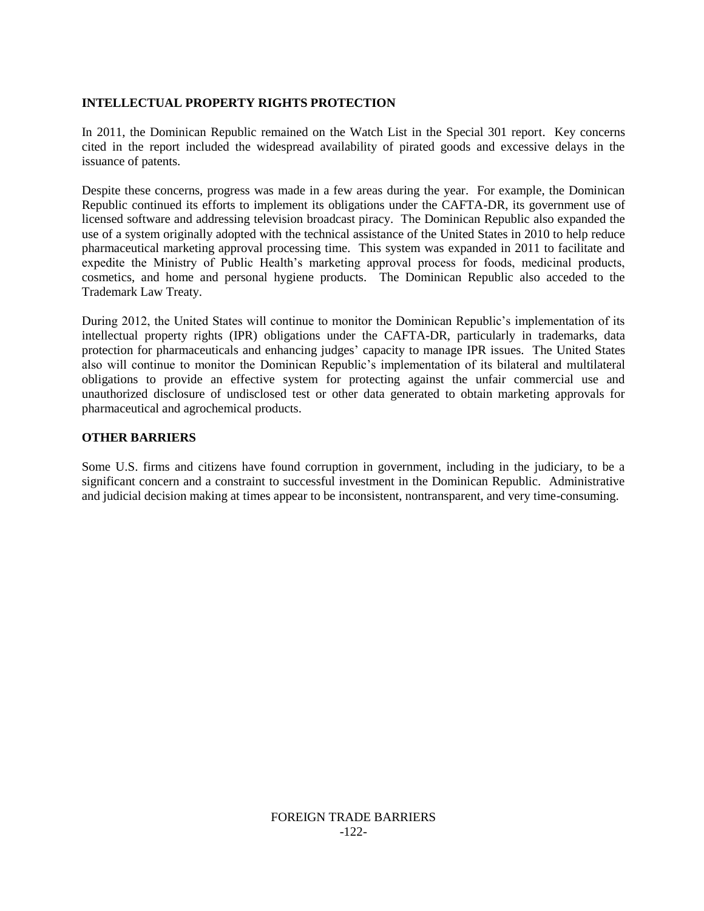## INTELLECTUAL PROPERTY RIGHTS PROTECTION

In 2011, the Dominican Republic remained on the Watch List in the Special 301 report. Key concerns cited in the report included the widespread availability of pirated goods and excessive delays in the issuance of patents.

Despite these concerns, progress was made in a few areas during the year. For example, the Dominican Republic continued its efforts to implement its obligations under the CAFTA-DR, its government use of licensed software and addressing television broadcast piracy. The Dominican Republic also expanded the use of a system originally adopted with the technical assistance of the United States in 2010 to help reduce pharmaceutical marketing approval processing time. This system was expanded in 2011 to facilitate and expedite the Ministry of Public Health's marketing approval process for foods, medicinal products, cosmetics, and home and personal hygiene products. The Dominican Republic also acceded to the Trademark Law Treaty.

During 2012, the United States will continue to monitor the Dominican Republic's implementation of its intellectual property rights (IPR) obligations under the CAFTA-DR, particularly in trademarks, data protection for pharmaceuticals and enhancing judges' capacity to manage IPR issues. The United States also will continue to monitor the Dominican Republic's implementation of its bilateral and multilateral obligations to provide an effective system for protecting against the unfair commercial use and unauthorized disclosure of undisclosed test or other data generated to obtain marketing approvals for pharmaceutical and agrochemical products.

## OTHER BARRIERS

Some U.S. firms and citizens have found corruption in government, including in the judiciary, to be a significant concern and a constraint to successful investment in the Dominican Republic. Administrative and judicial decision making at times appear to be inconsistent, nontransparent, and very time-consuming.